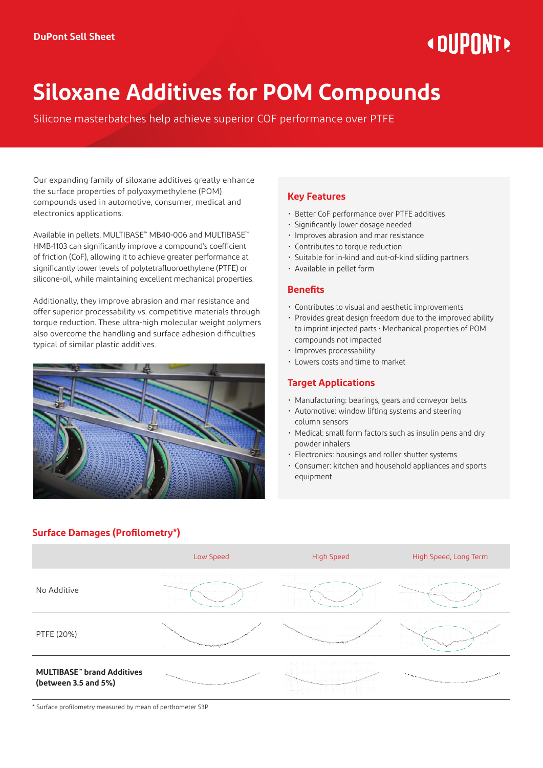DuPont Sell Sheet

# Siloxane Additives for POM Compounds

Silicone masterbatches help achieve superior COF performance over PTFE

Our expanding family of siloxane additives greatly enhance the surface properties of polyoxymethylene (POM) compounds used in automotive, consumer, medical and electronics applications.

Available in pellets, MULTIBASE™ MB40-006 and MULTIBASE™ HMB-1103 can significantly improve a compound's coefficient of friction (CoF), allowing it to achieve greater performance at significantly lower levels of polytetrafluoroethylene (PTFE) or silicone-oil, while maintaining excellent mechanical properties.

Additionally, they improve abrasion and mar resistance and offer superior processability vs. competitive materials through torque reduction. These ultra-high molecular weight polymers also overcome the handling and surface adhesion difficulties typical of similar plastic additives.

## Key Features

- Better CoF performance over PTFE additives
- Significantly lower dosage needed
- Improves abrasion and mar resistance
- Contributes to torque reduction
- Suitable for in-kind and out-of-kind sliding partners
- Available in pellet form

## Benefits

- Contributes to visual and aesthetic improvements
- Provides great design freedom due to the improved ability to imprint injected parts • Mechanical properties of POM compounds not impacted
- Improves processability
- Lowers costs and time to market

## Target Applications

- Manufacturing: bearings, gears and conveyor belts
- Automotive: window lifting systems and steering column sensors
- Medical: small form factors such as insulin pens and dry powder inhalers
- Electronics: housings and roller shutter systems
- Consumer: kitchen and household appliances and sports equipment

## Surface Damages (Profilometry*)

| | Low Speed | High Speed | High Speed, Long Term |
|---|---|---|---|
| No Additive | | | |
| PTFE (20%) | | | |
| **MULTIBASE™ brand Additives (between 3.5 and 5%)** | | | |

\* Surface profilometry measured by mean of perthometer S3P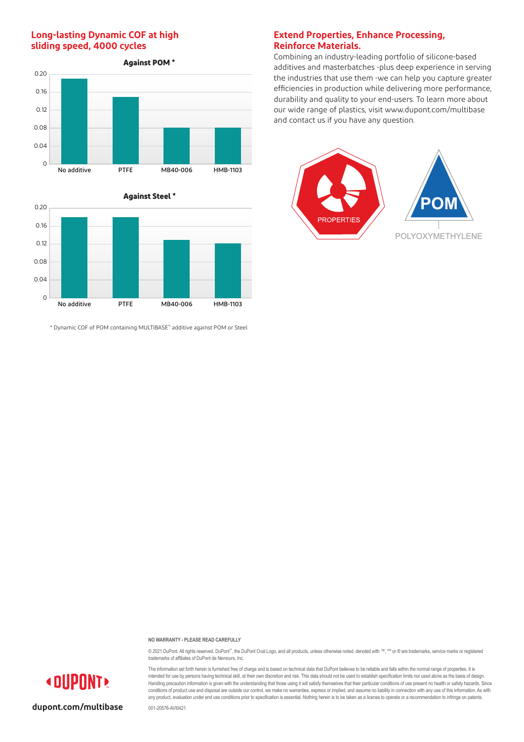## Long-lasting Dynamic COF at high sliding speed, 4000 cycles

**Against POM ***

0.20
0.16
0.12
0.08
0.04
0

No additive
PTFE
MB40-006
HMB-1103

**Against Steel ***

0.20
0.16
0.12
0.08
0.04
0

No additive
PTFE
MB40-006
HMB-1103

* Dynamic COF of POM containing MULTIBASE™ additive against POM or Steel

## Extend Properties, Enhance Processing, Reinforce Materials.

Combining an industry-leading portfolio of silicone-based additives and masterbatches -plus deep experience in serving the industries that use them -we can help you capture greater efficiencies in production while delivering more performance, durability and quality to your end-users. To learn more about our wide range of plastics, visit www.dupont.com/multibase and contact us if you have any question.

PROPERTIES

POM

POLYOXYMETHYLENE

**NO WARRANTY - PLEASE READ CAREFULLY**

© 2021 DuPont. All rights reserved. DuPont™, the DuPont Oval Logo, and all products, unless otherwise noted, denoted with ™, ℠ or ® are trademarks, service marks or registered trademarks of affiliates of DuPont de Nemours, Inc.

The information set forth herein is furnished free of charge and is based on technical data that DuPont believes to be reliable and falls within the normal range of properties. It is intended for use by persons having technical skill, at their own discretion and risk. This data should not be used to establish specification limits nor used alone as the basis of design. Handling precaution information is given with the understanding that those using it will satisfy themselves that their particular conditions of use present no health or safety hazards. Since conditions of product use and disposal are outside our control, we make no warranties, express or implied, and assume no liability in connection with any use of this information. As with any product, evaluation under end use conditions prior to specification is essential. Nothing herein is to be taken as a license to operate or a recommendation to infringe on patents.

001-20576-AVI0421

DUPONT

dupont.com/multibase